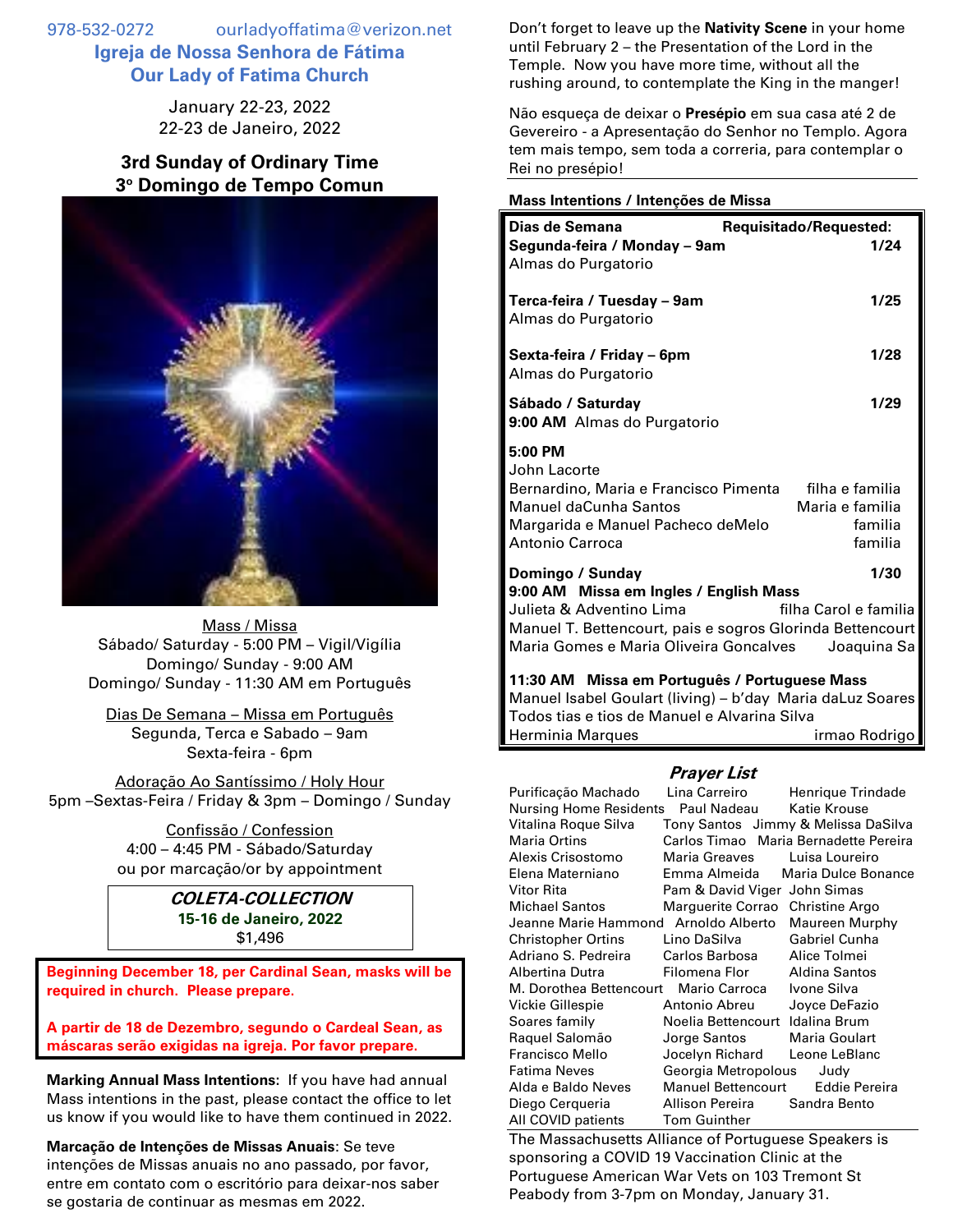978-532-0272 ourladyoffatima@verizon.net

# Igreja de Nossa Senhora de Fátima
# Our Lady of Fatima Church

January 22-23, 2022
22-23 de Janeiro, 2022

## 3rd Sunday of Ordinary Time
## 3º Domingo de Tempo Comun

Mass / Missa
Sábado/ Saturday - 5:00 PM – Vigil/Vigília
Domingo/ Sunday - 9:00 AM
Domingo/ Sunday - 11:30 AM em Português

Dias De Semana – Missa em Português
Segunda, Terca e Sabado – 9am
Sexta-feira - 6pm

Adoração Ao Santíssimo / Holy Hour
5pm –Sextas-Feira / Friday & 3pm – Domingo / Sunday

Confissão / Confession
4:00 – 4:45 PM - Sábado/Saturday
ou por marcação/or by appointment

***COLETA-COLLECTION***
**15-16 de Janeiro, 2022**
$1,496

**Beginning December 18, per Cardinal Sean, masks will be required in church. Please prepare.**

**A partir de 18 de Dezembro, segundo o Cardeal Sean, as máscaras serão exigidas na igreja. Por favor prepare.**

**Marking Annual Mass Intentions:** If you have had annual Mass intentions in the past, please contact the office to let us know if you would like to have them continued in 2022.

**Marcação de Intenções de Missas Anuais**: Se teve intenções de Missas anuais no ano passado, por favor, entre em contato com o escritório para deixar-nos saber se gostaria de continuar as mesmas em 2022.

Don't forget to leave up the **Nativity Scene** in your home until February 2 – the Presentation of the Lord in the Temple. Now you have more time, without all the rushing around, to contemplate the King in the manger!

Não esqueça de deixar o **Presépio** em sua casa até 2 de Gevereiro - a Apresentação do Senhor no Templo. Agora tem mais tempo, sem toda a correria, para contemplar o Rei no presépio!

**Mass Intentions / Intenções de Missa**

| **Dias de Semana** | **Requisitado/Requested:** |
|---|---|
| **Segunda-feira / Monday – 9am** | **1/24** |
| Almas do Purgatorio | |
| **Terca-feira / Tuesday – 9am** | **1/25** |
| Almas do Purgatorio | |
| **Sexta-feira / Friday – 6pm** | **1/28** |
| Almas do Purgatorio | |
| **Sábado / Saturday** | **1/29** |
| **9:00 AM** Almas do Purgatorio | |
| **5:00 PM** | |
| John Lacorte | |
| Bernardino, Maria e Francisco Pimenta | filha e familia |
| Manuel daCunha Santos | Maria e familia |
| Margarida e Manuel Pacheco deMelo | familia |
| Antonio Carroca | familia |
| **Domingo / Sunday** | **1/30** |
| **9:00 AM Missa em Ingles / English Mass** | |
| Julieta & Adventino Lima | filha Carol e familia |
| Manuel T. Bettencourt, pais e sogros | Glorinda Bettencourt |
| Maria Gomes e Maria Oliveira Goncalves | Joaquina Sa |
| **11:30 AM Missa em Português / Portuguese Mass** | |
| Manuel Isabel Goulart (living) – b'day | Maria daLuz Soares |
| Todos tias e tios de Manuel e Alvarina Silva | |
| Herminia Marques | irmao Rodrigo |

### *Prayer List*

| | | |
|---|---|---|
| Purificação Machado | Lina Carreiro | Henrique Trindade |
| Nursing Home Residents | Paul Nadeau | Katie Krouse |
| Vitalina Roque Silva | Tony Santos | Jimmy & Melissa DaSilva |
| Maria Ortins | Carlos Timao | Maria Bernadette Pereira |
| Alexis Crisostomo | Maria Greaves | Luisa Loureiro |
| Elena Materniano | Emma Almeida | Maria Dulce Bonance |
| Vitor Rita | Pam & David Viger | John Simas |
| Michael Santos | Marguerite Corrao | Christine Argo |
| Jeanne Marie Hammond | Arnoldo Alberto | Maureen Murphy |
| Christopher Ortins | Lino DaSilva | Gabriel Cunha |
| Adriano S. Pedreira | Carlos Barbosa | Alice Tolmei |
| Albertina Dutra | Filomena Flor | Aldina Santos |
| M. Dorothea Bettencourt | Mario Carroca | Ivone Silva |
| Vickie Gillespie | Antonio Abreu | Joyce DeFazio |
| Soares family | Noelia Bettencourt | Idalina Brum |
| Raquel Salomão | Jorge Santos | Maria Goulart |
| Francisco Mello | Jocelyn Richard | Leone LeBlanc |
| Fatima Neves | Georgia Metropolous | Judy |
| Alda e Baldo Neves | Manuel Bettencourt | Eddie Pereira |
| Diego Cerqueria | Allison Pereira | Sandra Bento |
| All COVID patients | Tom Guinther | |

The Massachusetts Alliance of Portuguese Speakers is sponsoring a COVID 19 Vaccination Clinic at the Portuguese American War Vets on 103 Tremont St Peabody from 3-7pm on Monday, January 31.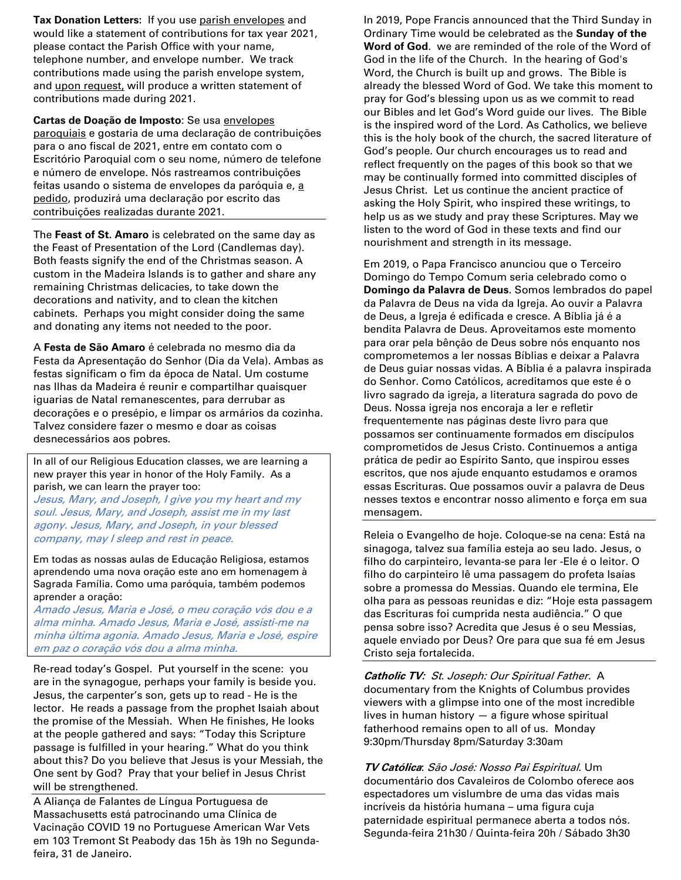**Tax Donation Letters:** If you use parish envelopes and would like a statement of contributions for tax year 2021, please contact the Parish Office with your name, telephone number, and envelope number. We track contributions made using the parish envelope system, and upon request, will produce a written statement of contributions made during 2021.

**Cartas de Doação de Imposto**: Se usa envelopes paroquiais e gostaria de uma declaração de contribuições para o ano fiscal de 2021, entre em contato com o Escritório Paroquial com o seu nome, número de telefone e número de envelope. Nós rastreamos contribuições feitas usando o sistema de envelopes da paróquia e, a pedido, produzirá uma declaração por escrito das contribuições realizadas durante 2021.

---

The **Feast of St. Amaro** is celebrated on the same day as the Feast of Presentation of the Lord (Candlemas day). Both feasts signify the end of the Christmas season. A custom in the Madeira Islands is to gather and share any remaining Christmas delicacies, to take down the decorations and nativity, and to clean the kitchen cabinets. Perhaps you might consider doing the same and donating any items not needed to the poor.

A **Festa de São Amaro** é celebrada no mesmo dia da Festa da Apresentação do Senhor (Dia da Vela). Ambas as festas significam o fim da época de Natal. Um costume nas Ilhas da Madeira é reunir e compartilhar quaisquer iguarias de Natal remanescentes, para derrubar as decorações e o presépio, e limpar os armários da cozinha. Talvez considere fazer o mesmo e doar as coisas desnecessários aos pobres.

---

In all of our Religious Education classes, we are learning a new prayer this year in honor of the Holy Family. As a parish, we can learn the prayer too:
*Jesus, Mary, and Joseph, I give you my heart and my soul. Jesus, Mary, and Joseph, assist me in my last agony. Jesus, Mary, and Joseph, in your blessed company, may I sleep and rest in peace.*

Em todas as nossas aulas de Educação Religiosa, estamos aprendendo uma nova oração este ano em homenagem à Sagrada Família. Como uma paróquia, também podemos aprender a oração:
*Amado Jesus, Maria e José, o meu coração vós dou e a alma minha. Amado Jesus, Maria e José, assisti-me na minha última agonia. Amado Jesus, Maria e José, espire em paz o coração vós dou a alma minha.*

---

Re-read today's Gospel. Put yourself in the scene: you are in the synagogue, perhaps your family is beside you. Jesus, the carpenter's son, gets up to read - He is the lector. He reads a passage from the prophet Isaiah about the promise of the Messiah. When He finishes, He looks at the people gathered and says: "Today this Scripture passage is fulfilled in your hearing." What do you think about this? Do you believe that Jesus is your Messiah, the One sent by God? Pray that your belief in Jesus Christ will be strengthened.

---

A Aliança de Falantes de Língua Portuguesa de Massachusetts está patrocinando uma Clínica de Vacinação COVID 19 no Portuguese American War Vets em 103 Tremont St Peabody das 15h às 19h no Segunda-feira, 31 de Janeiro.

---

In 2019, Pope Francis announced that the Third Sunday in Ordinary Time would be celebrated as the **Sunday of the Word of God**. we are reminded of the role of the Word of God in the life of the Church. In the hearing of God's Word, the Church is built up and grows. The Bible is already the blessed Word of God. We take this moment to pray for God's blessing upon us as we commit to read our Bibles and let God's Word guide our lives. The Bible is the inspired word of the Lord. As Catholics, we believe this is the holy book of the church, the sacred literature of God's people. Our church encourages us to read and reflect frequently on the pages of this book so that we may be continually formed into committed disciples of Jesus Christ. Let us continue the ancient practice of asking the Holy Spirit, who inspired these writings, to help us as we study and pray these Scriptures. May we listen to the word of God in these texts and find our nourishment and strength in its message.

Em 2019, o Papa Francisco anunciou que o Terceiro Domingo do Tempo Comum seria celebrado como o **Domingo da Palavra de Deus**. Somos lembrados do papel da Palavra de Deus na vida da Igreja. Ao ouvir a Palavra de Deus, a Igreja é edificada e cresce. A Bíblia já é a bendita Palavra de Deus. Aproveitamos este momento para orar pela bênção de Deus sobre nós enquanto nos comprometemos a ler nossas Bíblias e deixar a Palavra de Deus guiar nossas vidas. A Bíblia é a palavra inspirada do Senhor. Como Católicos, acreditamos que este é o livro sagrado da igreja, a literatura sagrada do povo de Deus. Nossa igreja nos encoraja a ler e refletir frequentemente nas páginas deste livro para que possamos ser continuamente formados em discípulos comprometidos de Jesus Cristo. Continuemos a antiga prática de pedir ao Espírito Santo, que inspirou esses escritos, que nos ajude enquanto estudamos e oramos essas Escrituras. Que possamos ouvir a palavra de Deus nesses textos e encontrar nosso alimento e força em sua mensagem.

---

Releia o Evangelho de hoje. Coloque-se na cena: Está na sinagoga, talvez sua família esteja ao seu lado. Jesus, o filho do carpinteiro, levanta-se para ler -Ele é o leitor. O filho do carpinteiro lê uma passagem do profeta Isaías sobre a promessa do Messias. Quando ele termina, Ele olha para as pessoas reunidas e diz: "Hoje esta passagem das Escrituras foi cumprida nesta audiência." O que pensa sobre isso? Acredita que Jesus é o seu Messias, aquele enviado por Deus? Ore para que sua fé em Jesus Cristo seja fortalecida.

---

***Catholic TV:*** *St. Joseph: Our Spiritual Father.* A documentary from the Knights of Columbus provides viewers with a glimpse into one of the most incredible lives in human history — a figure whose spiritual fatherhood remains open to all of us. Monday 9:30pm/Thursday 8pm/Saturday 3:30am

***TV Católica***: *São José: Nosso Pai Espiritual*. Um documentário dos Cavaleiros de Colombo oferece aos espectadores um vislumbre de uma das vidas mais incríveis da história humana – uma figura cuja paternidade espiritual permanece aberta a todos nós. Segunda-feira 21h30 / Quinta-feira 20h / Sábado 3h30